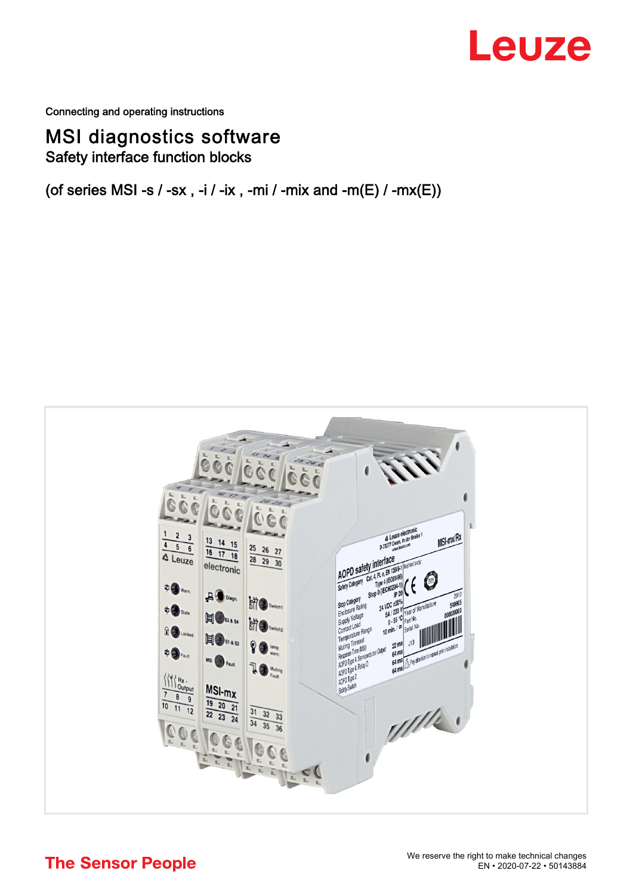Connecting and operating instructions

# MSI diagnostics software

## Safety interface function blocks

(of series MSI -s / -sx , -i / -ix , -mi / -mix and -m(E) / -mx(E))

The Sensor People

We reserve the right to make technical changes
EN • 2020-07-22 • 50143884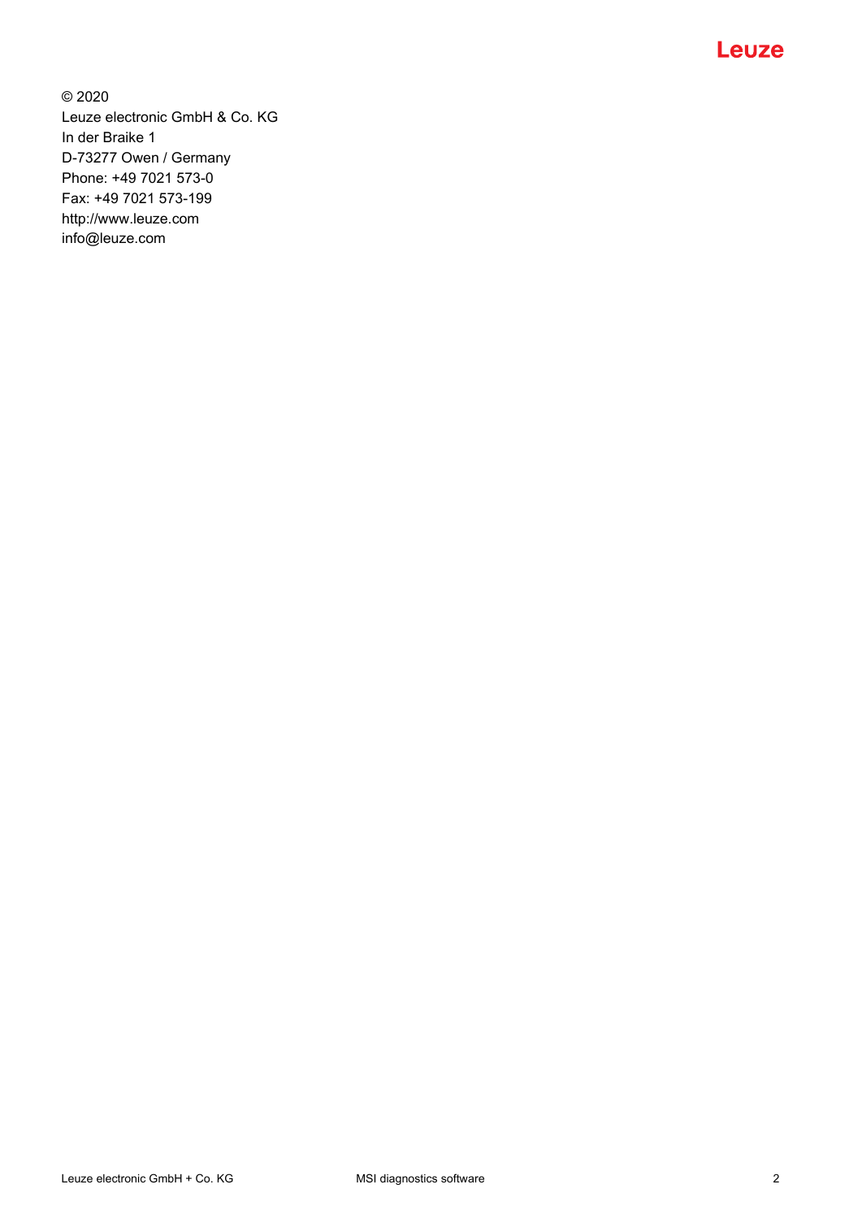© 2020
Leuze electronic GmbH & Co. KG
In der Braike 1
D-73277 Owen / Germany
Phone: +49 7021 573-0
Fax: +49 7021 573-199
http://www.leuze.com
info@leuze.com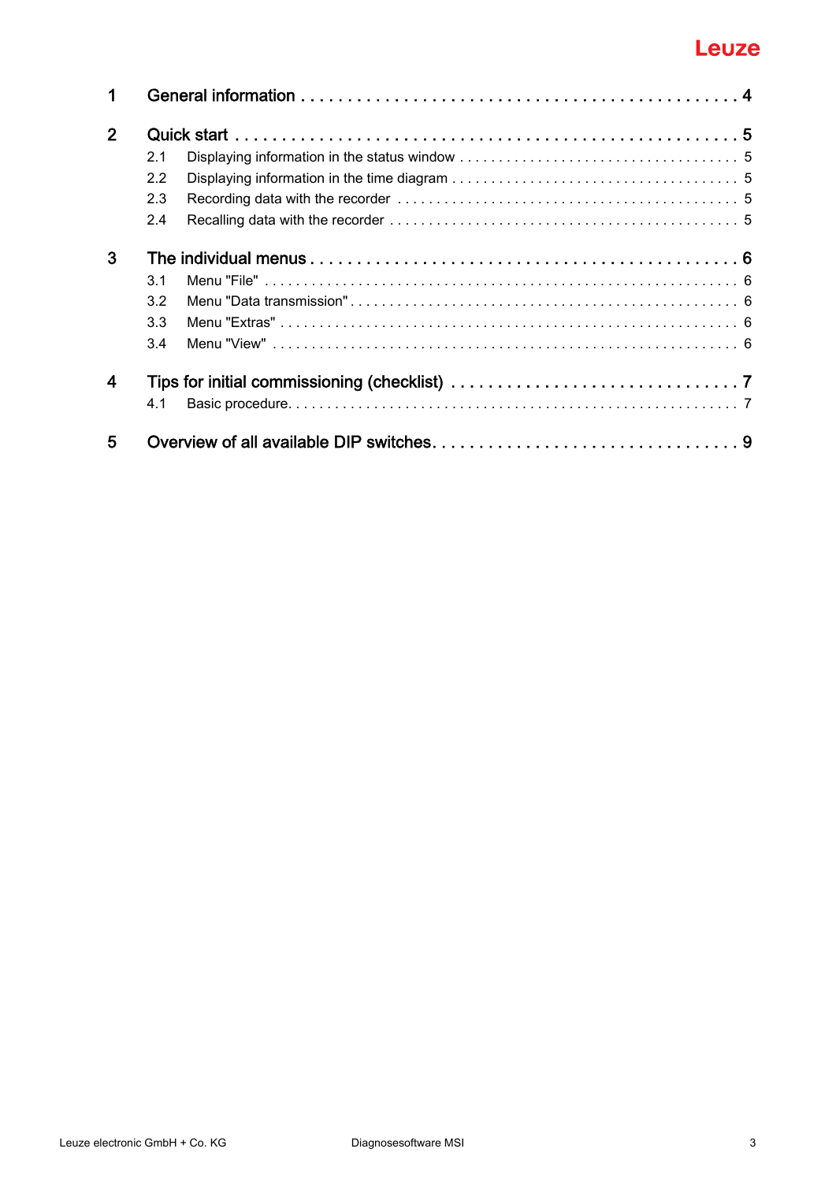| | | |
|---|---|---|
| **1** | **General information** | **4** |
| **2** | **Quick start** | **5** |
| 2.1 | Displaying information in the status window | 5 |
| 2.2 | Displaying information in the time diagram | 5 |
| 2.3 | Recording data with the recorder | 5 |
| 2.4 | Recalling data with the recorder | 5 |
| **3** | **The individual menus** | **6** |
| 3.1 | Menu "File" | 6 |
| 3.2 | Menu "Data transmission" | 6 |
| 3.3 | Menu "Extras" | 6 |
| 3.4 | Menu "View" | 6 |
| **4** | **Tips for initial commissioning (checklist)** | **7** |
| 4.1 | Basic procedure | 7 |
| **5** | **Overview of all available DIP switches** | **9** |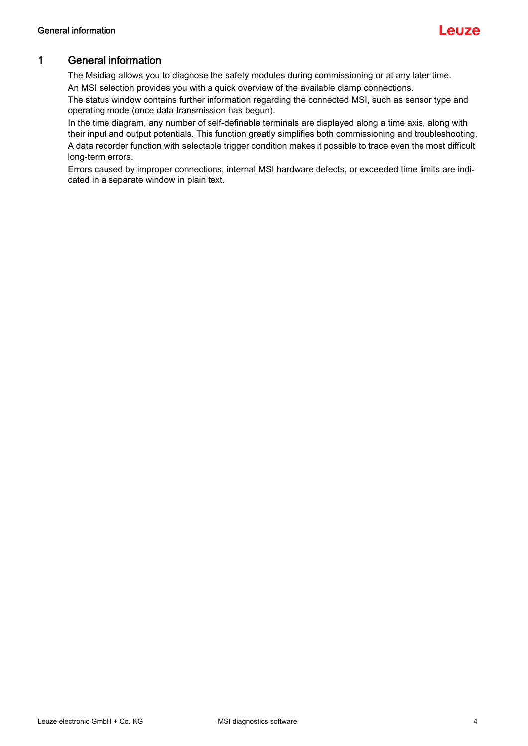# 1 General information

The Msidiag allows you to diagnose the safety modules during commissioning or at any later time.

An MSI selection provides you with a quick overview of the available clamp connections.

The status window contains further information regarding the connected MSI, such as sensor type and operating mode (once data transmission has begun).

In the time diagram, any number of self-definable terminals are displayed along a time axis, along with their input and output potentials. This function greatly simplifies both commissioning and troubleshooting.

A data recorder function with selectable trigger condition makes it possible to trace even the most difficult long-term errors.

Errors caused by improper connections, internal MSI hardware defects, or exceeded time limits are indicated in a separate window in plain text.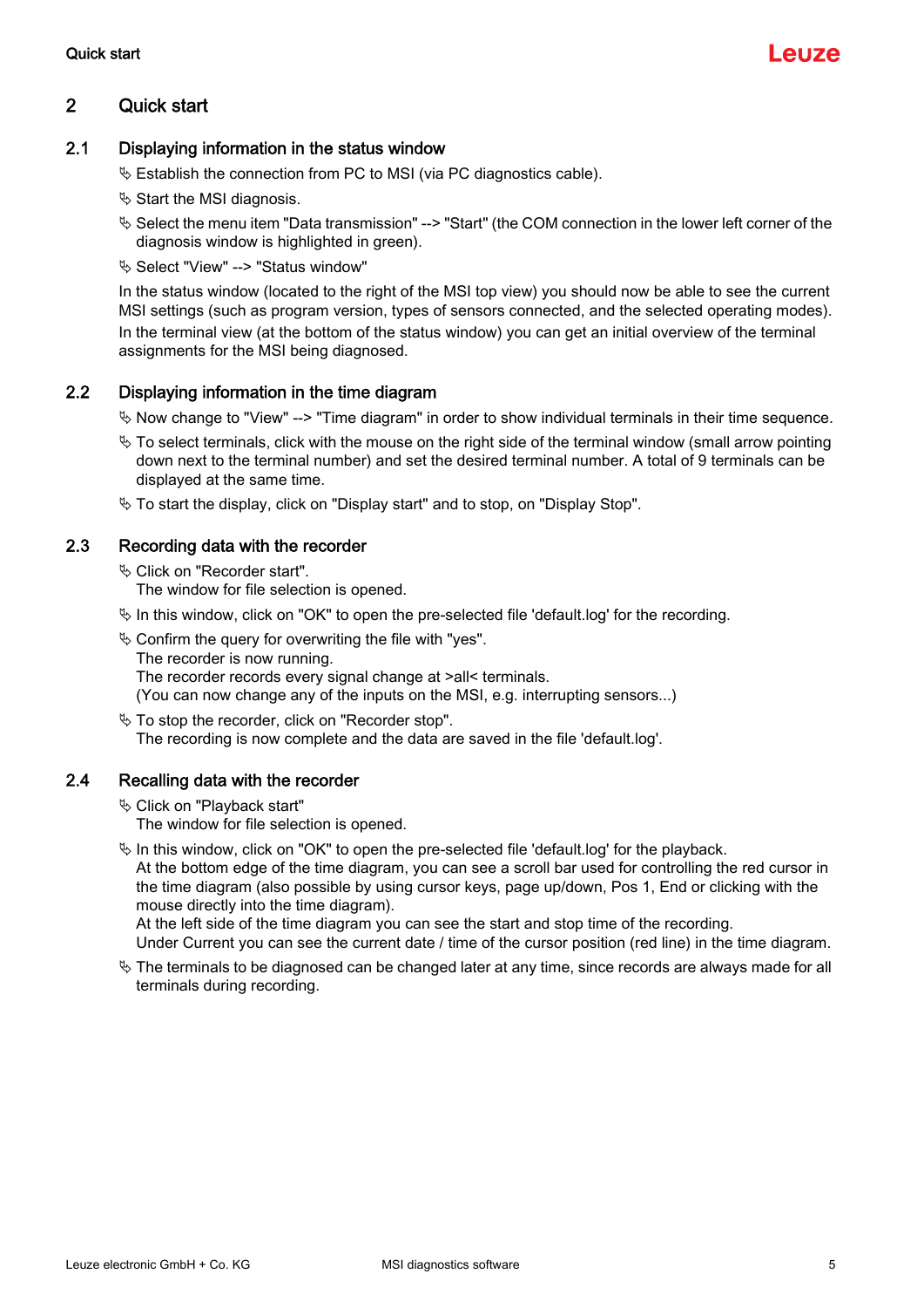# 2 Quick start

## 2.1 Displaying information in the status window

- ✎ Establish the connection from PC to MSI (via PC diagnostics cable).
- ✎ Start the MSI diagnosis.
- ✎ Select the menu item "Data transmission" --> "Start" (the COM connection in the lower left corner of the diagnosis window is highlighted in green).
- ✎ Select "View" --> "Status window"

In the status window (located to the right of the MSI top view) you should now be able to see the current MSI settings (such as program version, types of sensors connected, and the selected operating modes). In the terminal view (at the bottom of the status window) you can get an initial overview of the terminal assignments for the MSI being diagnosed.

## 2.2 Displaying information in the time diagram

- ✎ Now change to "View" --> "Time diagram" in order to show individual terminals in their time sequence.
- ✎ To select terminals, click with the mouse on the right side of the terminal window (small arrow pointing down next to the terminal number) and set the desired terminal number. A total of 9 terminals can be displayed at the same time.
- ✎ To start the display, click on "Display start" and to stop, on "Display Stop".

## 2.3 Recording data with the recorder

- ✎ Click on "Recorder start".
  The window for file selection is opened.
- ✎ In this window, click on "OK" to open the pre-selected file 'default.log' for the recording.
- ✎ Confirm the query for overwriting the file with "yes".
  The recorder is now running.
  The recorder records every signal change at >all< terminals.
  (You can now change any of the inputs on the MSI, e.g. interrupting sensors...)
- ✎ To stop the recorder, click on "Recorder stop".
  The recording is now complete and the data are saved in the file 'default.log'.

## 2.4 Recalling data with the recorder

- ✎ Click on "Playback start"
  The window for file selection is opened.
- ✎ In this window, click on "OK" to open the pre-selected file 'default.log' for the playback.
  At the bottom edge of the time diagram, you can see a scroll bar used for controlling the red cursor in the time diagram (also possible by using cursor keys, page up/down, Pos 1, End or clicking with the mouse directly into the time diagram).
  At the left side of the time diagram you can see the start and stop time of the recording.
  Under Current you can see the current date / time of the cursor position (red line) in the time diagram.
- ✎ The terminals to be diagnosed can be changed later at any time, since records are always made for all terminals during recording.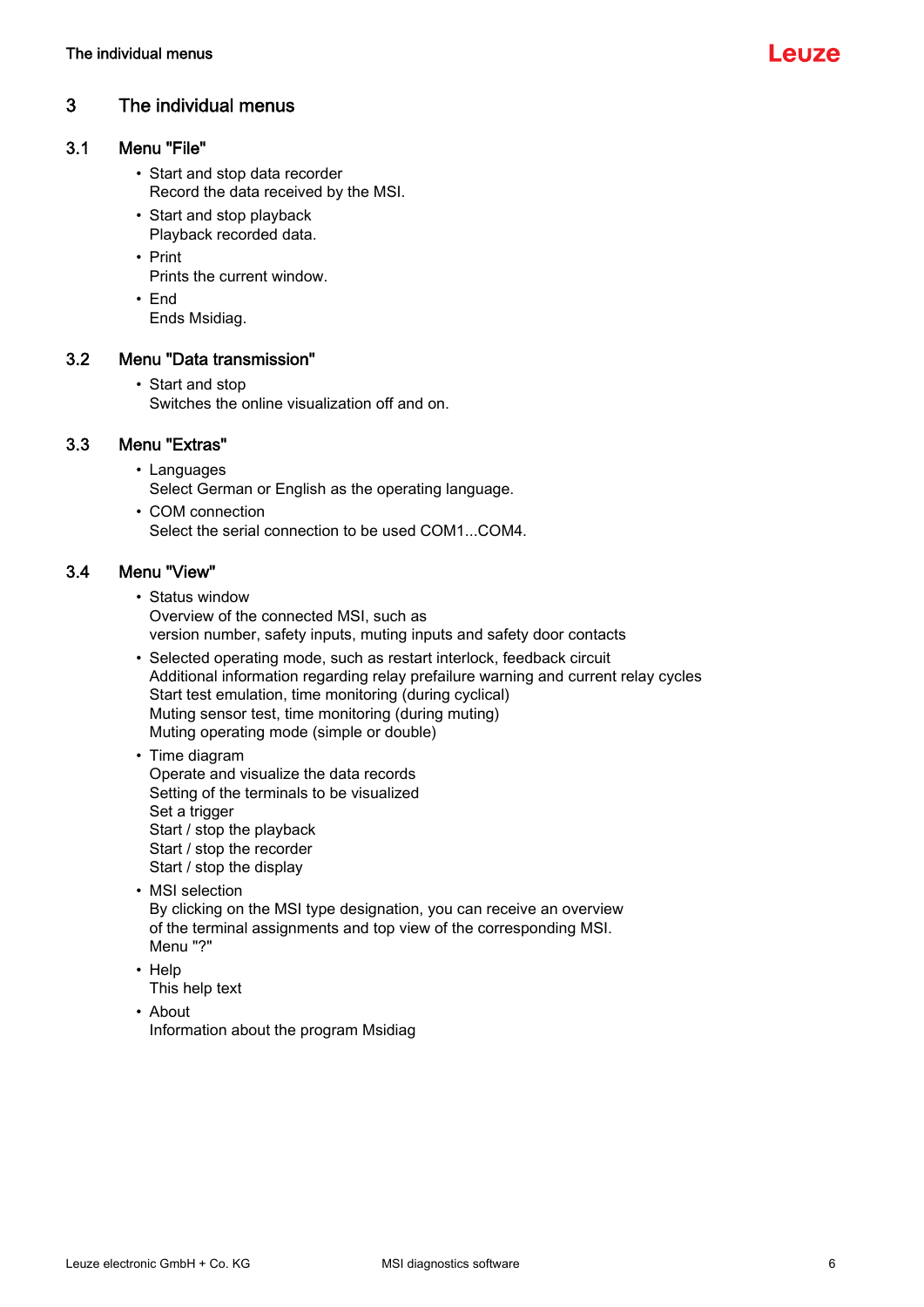# 3 The individual menus

## 3.1 Menu "File"

- Start and stop data recorder
  Record the data received by the MSI.
- Start and stop playback
  Playback recorded data.
- Print
  Prints the current window.
- End
  Ends Msidiag.

## 3.2 Menu "Data transmission"

- Start and stop
  Switches the online visualization off and on.

## 3.3 Menu "Extras"

- Languages
  Select German or English as the operating language.
- COM connection
  Select the serial connection to be used COM1...COM4.

## 3.4 Menu "View"

- Status window
  Overview of the connected MSI, such as
  version number, safety inputs, muting inputs and safety door contacts
- Selected operating mode, such as restart interlock, feedback circuit
  Additional information regarding relay prefailure warning and current relay cycles
  Start test emulation, time monitoring (during cyclical)
  Muting sensor test, time monitoring (during muting)
  Muting operating mode (simple or double)
- Time diagram
  Operate and visualize the data records
  Setting of the terminals to be visualized
  Set a trigger
  Start / stop the playback
  Start / stop the recorder
  Start / stop the display
- MSI selection
  By clicking on the MSI type designation, you can receive an overview
  of the terminal assignments and top view of the corresponding MSI.
  Menu "?"
- Help
  This help text
- About
  Information about the program Msidiag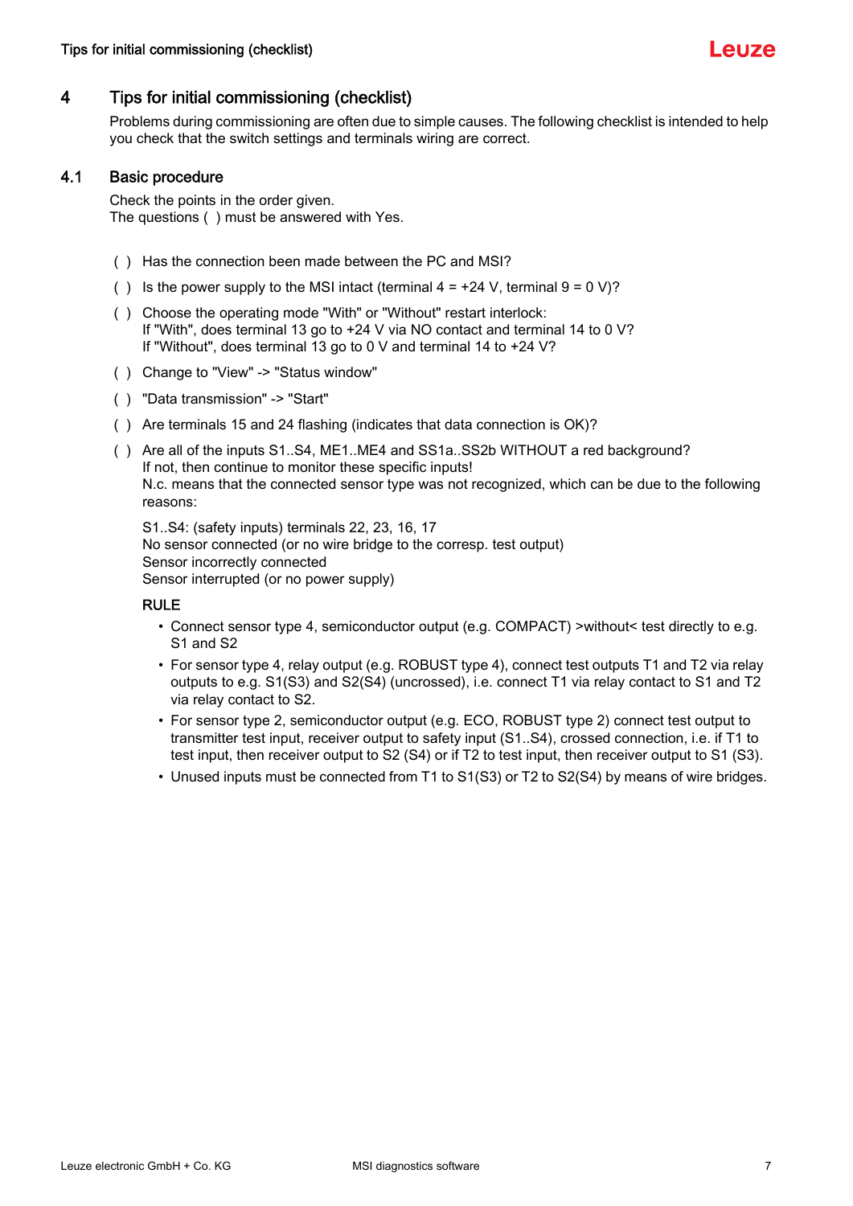# 4 Tips for initial commissioning (checklist)

Problems during commissioning are often due to simple causes. The following checklist is intended to help you check that the switch settings and terminals wiring are correct.

## 4.1 Basic procedure

Check the points in the order given.
The questions ( ) must be answered with Yes.

( ) Has the connection been made between the PC and MSI?

( ) Is the power supply to the MSI intact (terminal 4 = +24 V, terminal 9 = 0 V)?

( ) Choose the operating mode "With" or "Without" restart interlock:
If "With", does terminal 13 go to +24 V via NO contact and terminal 14 to 0 V?
If "Without", does terminal 13 go to 0 V and terminal 14 to +24 V?

( ) Change to "View" -> "Status window"

( ) "Data transmission" -> "Start"

( ) Are terminals 15 and 24 flashing (indicates that data connection is OK)?

( ) Are all of the inputs S1..S4, ME1..ME4 and SS1a..SS2b WITHOUT a red background?
If not, then continue to monitor these specific inputs!
N.c. means that the connected sensor type was not recognized, which can be due to the following reasons:

S1..S4: (safety inputs) terminals 22, 23, 16, 17
No sensor connected (or no wire bridge to the corresp. test output)
Sensor incorrectly connected
Sensor interrupted (or no power supply)

RULE

- Connect sensor type 4, semiconductor output (e.g. COMPACT) >without< test directly to e.g. S1 and S2
- For sensor type 4, relay output (e.g. ROBUST type 4), connect test outputs T1 and T2 via relay outputs to e.g. S1(S3) and S2(S4) (uncrossed), i.e. connect T1 via relay contact to S1 and T2 via relay contact to S2.
- For sensor type 2, semiconductor output (e.g. ECO, ROBUST type 2) connect test output to transmitter test input, receiver output to safety input (S1..S4), crossed connection, i.e. if T1 to test input, then receiver output to S2 (S4) or if T2 to test input, then receiver output to S1 (S3).
- Unused inputs must be connected from T1 to S1(S3) or T2 to S2(S4) by means of wire bridges.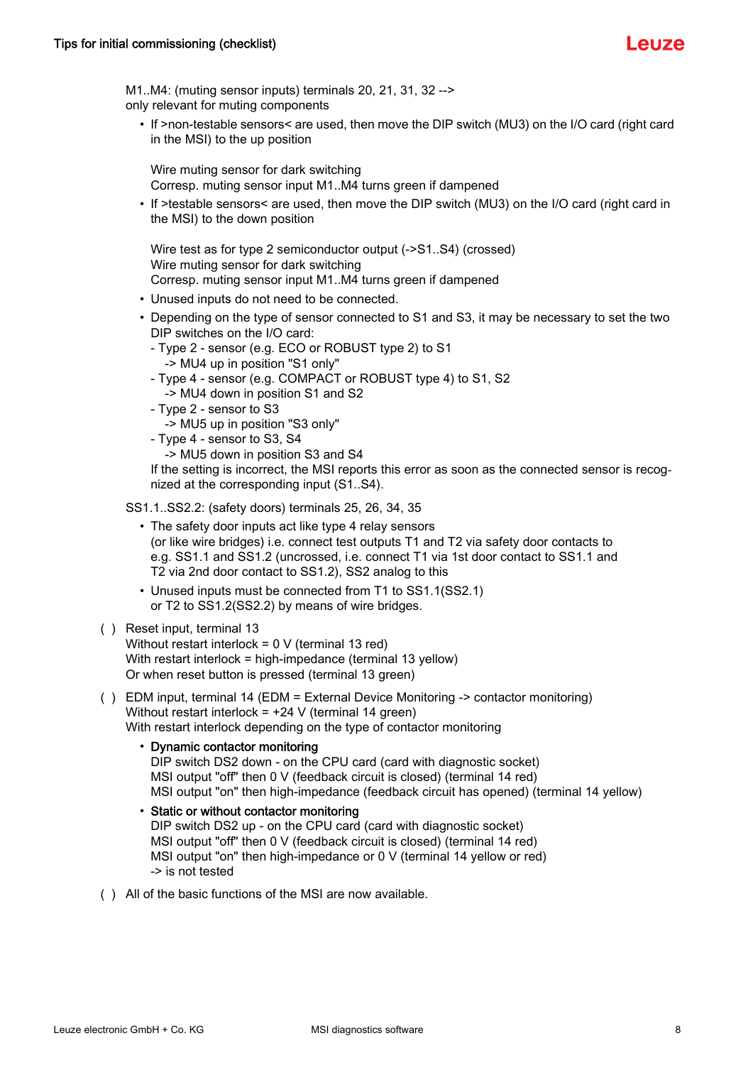M1..M4: (muting sensor inputs) terminals 20, 21, 31, 32 -->
only relevant for muting components

- If >non-testable sensors< are used, then move the DIP switch (MU3) on the I/O card (right card in the MSI) to the up position

  Wire muting sensor for dark switching
  Corresp. muting sensor input M1..M4 turns green if dampened
- If >testable sensors< are used, then move the DIP switch (MU3) on the I/O card (right card in the MSI) to the down position

  Wire test as for type 2 semiconductor output (->S1..S4) (crossed)
  Wire muting sensor for dark switching
  Corresp. muting sensor input M1..M4 turns green if dampened
- Unused inputs do not need to be connected.
- Depending on the type of sensor connected to S1 and S3, it may be necessary to set the two DIP switches on the I/O card:
  - Type 2 - sensor (e.g. ECO or ROBUST type 2) to S1
    -> MU4 up in position "S1 only"
  - Type 4 - sensor (e.g. COMPACT or ROBUST type 4) to S1, S2
    -> MU4 down in position S1 and S2
  - Type 2 - sensor to S3
    -> MU5 up in position "S3 only"
  - Type 4 - sensor to S3, S4
    -> MU5 down in position S3 and S4

  If the setting is incorrect, the MSI reports this error as soon as the connected sensor is recognized at the corresponding input (S1..S4).

SS1.1..SS2.2: (safety doors) terminals 25, 26, 34, 35

- The safety door inputs act like type 4 relay sensors
  (or like wire bridges) i.e. connect test outputs T1 and T2 via safety door contacts to e.g. SS1.1 and SS1.2 (uncrossed, i.e. connect T1 via 1st door contact to SS1.1 and T2 via 2nd door contact to SS1.2), SS2 analog to this
- Unused inputs must be connected from T1 to SS1.1(SS2.1) or T2 to SS1.2(SS2.2) by means of wire bridges.

( ) Reset input, terminal 13
Without restart interlock = 0 V (terminal 13 red)
With restart interlock = high-impedance (terminal 13 yellow)
Or when reset button is pressed (terminal 13 green)

( ) EDM input, terminal 14 (EDM = External Device Monitoring -> contactor monitoring)
Without restart interlock = +24 V (terminal 14 green)
With restart interlock depending on the type of contactor monitoring

- **Dynamic contactor monitoring**
  DIP switch DS2 down - on the CPU card (card with diagnostic socket)
  MSI output "off" then 0 V (feedback circuit is closed) (terminal 14 red)
  MSI output "on" then high-impedance (feedback circuit has opened) (terminal 14 yellow)
- **Static or without contactor monitoring**
  DIP switch DS2 up - on the CPU card (card with diagnostic socket)
  MSI output "off" then 0 V (feedback circuit is closed) (terminal 14 red)
  MSI output "on" then high-impedance or 0 V (terminal 14 yellow or red)
  -> is not tested

( ) All of the basic functions of the MSI are now available.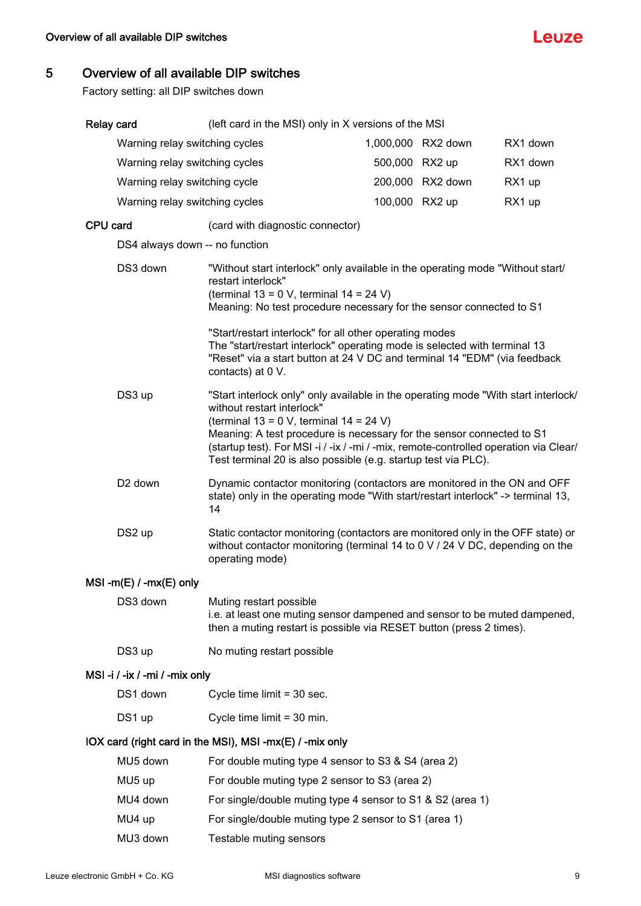# 5 Overview of all available DIP switches

Factory setting: all DIP switches down

**Relay card** (left card in the MSI) only in X versions of the MSI

| | | | |
|---|---|---|---|
| Warning relay switching cycles | 1,000,000 | RX2 down | RX1 down |
| Warning relay switching cycles | 500,000 | RX2 up | RX1 down |
| Warning relay switching cycle | 200,000 | RX2 down | RX1 up |
| Warning relay switching cycles | 100,000 | RX2 up | RX1 up |

**CPU card** (card with diagnostic connector)

DS4 always down -- no function

DS3 down
"Without start interlock" only available in the operating mode "Without start/restart interlock"
(terminal 13 = 0 V, terminal 14 = 24 V)
Meaning: No test procedure necessary for the sensor connected to S1

"Start/restart interlock" for all other operating modes
The "start/restart interlock" operating mode is selected with terminal 13 "Reset" via a start button at 24 V DC and terminal 14 "EDM" (via feedback contacts) at 0 V.

DS3 up
"Start interlock only" only available in the operating mode "With start interlock/without restart interlock"
(terminal 13 = 0 V, terminal 14 = 24 V)
Meaning: A test procedure is necessary for the sensor connected to S1 (startup test). For MSI -i / -ix / -mi / -mix, remote-controlled operation via Clear/Test terminal 20 is also possible (e.g. startup test via PLC).

D2 down
Dynamic contactor monitoring (contactors are monitored in the ON and OFF state) only in the operating mode "With start/restart interlock" -> terminal 13, 14

DS2 up
Static contactor monitoring (contactors are monitored only in the OFF state) or without contactor monitoring (terminal 14 to 0 V / 24 V DC, depending on the operating mode)

**MSI -m(E) / -mx(E) only**

DS3 down
Muting restart possible
i.e. at least one muting sensor dampened and sensor to be muted dampened, then a muting restart is possible via RESET button (press 2 times).

DS3 up
No muting restart possible

**MSI -i / -ix / -mi / -mix only**

DS1 down
Cycle time limit = 30 sec.

DS1 up
Cycle time limit = 30 min.

**IOX card (right card in the MSI), MSI -mx(E) / -mix only**

| | |
|---|---|
| MU5 down | For double muting type 4 sensor to S3 & S4 (area 2) |
| MU5 up | For double muting type 2 sensor to S3 (area 2) |
| MU4 down | For single/double muting type 4 sensor to S1 & S2 (area 1) |
| MU4 up | For single/double muting type 2 sensor to S1 (area 1) |
| MU3 down | Testable muting sensors |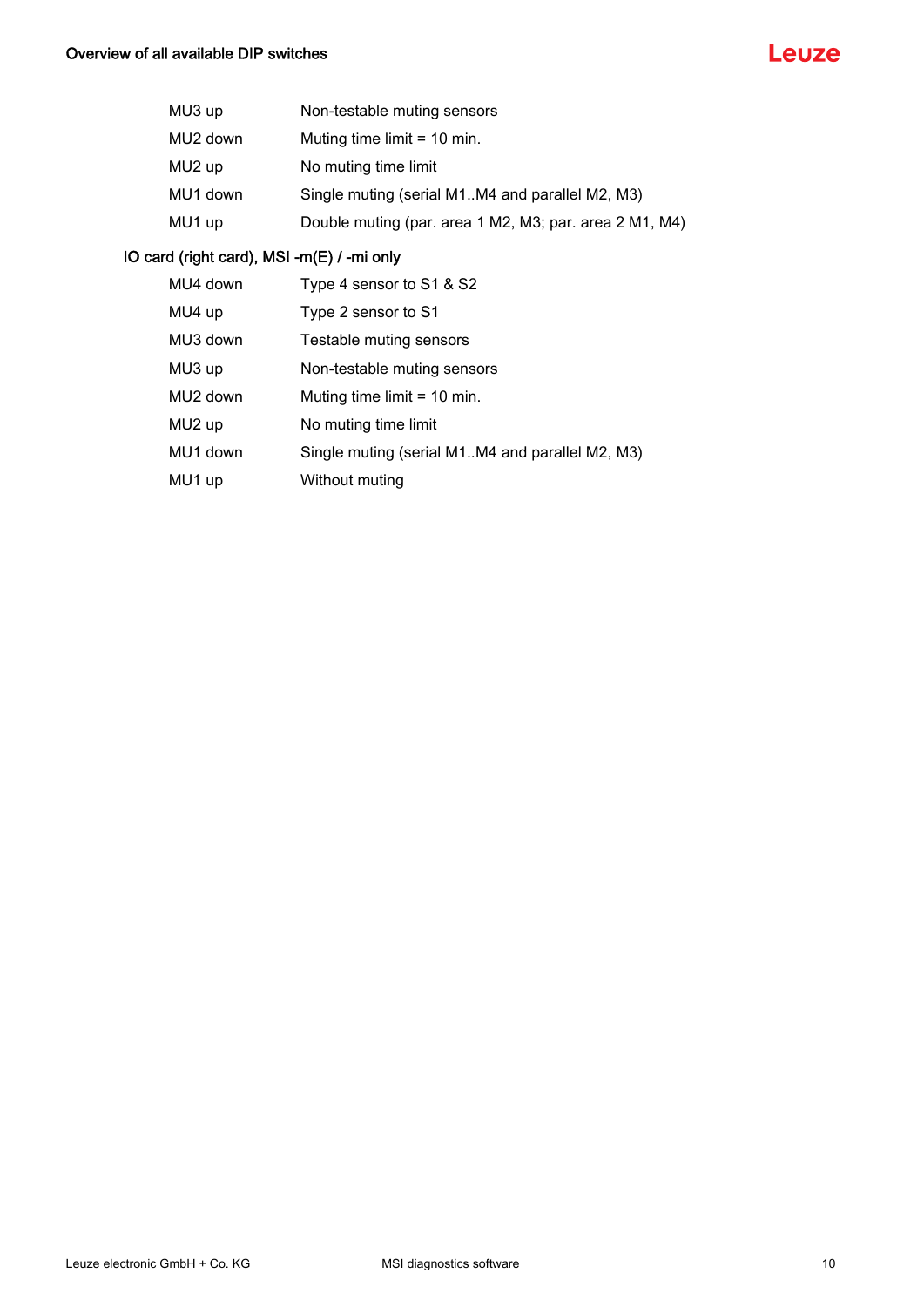| | |
|---|---|
| MU3 up | Non-testable muting sensors |
| MU2 down | Muting time limit = 10 min. |
| MU2 up | No muting time limit |
| MU1 down | Single muting (serial M1..M4 and parallel M2, M3) |
| MU1 up | Double muting (par. area 1 M2, M3; par. area 2 M1, M4) |

**IO card (right card), MSI -m(E) / -mi only**

| | |
|---|---|
| MU4 down | Type 4 sensor to S1 & S2 |
| MU4 up | Type 2 sensor to S1 |
| MU3 down | Testable muting sensors |
| MU3 up | Non-testable muting sensors |
| MU2 down | Muting time limit = 10 min. |
| MU2 up | No muting time limit |
| MU1 down | Single muting (serial M1..M4 and parallel M2, M3) |
| MU1 up | Without muting |